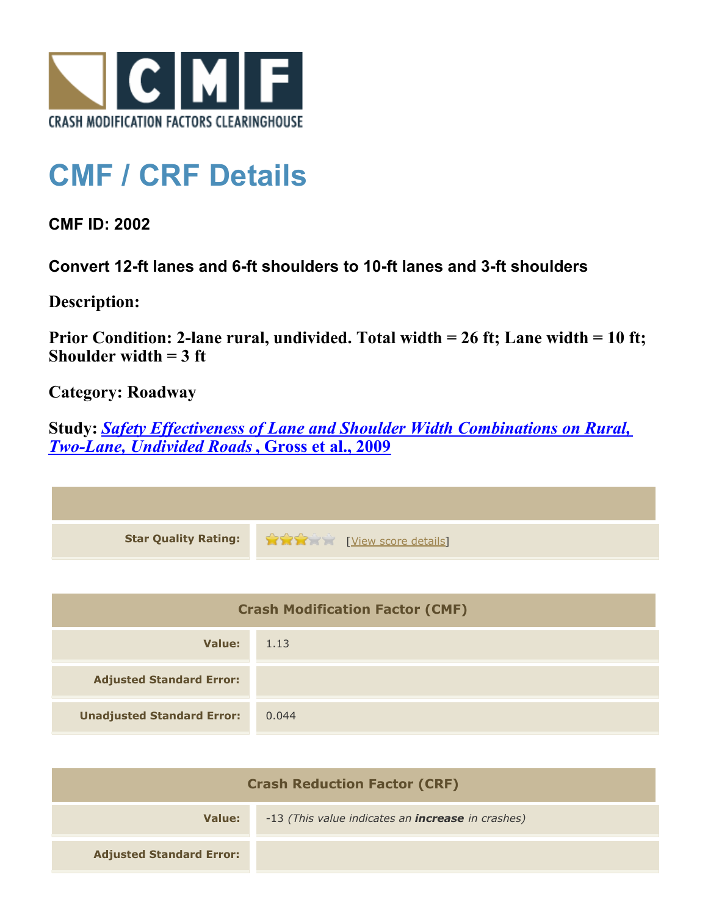CRASH MODIFICATION FACTORS CLEARINGHOUSE

# CMF / CRF Details

**CMF ID: 2002**

**Convert 12-ft lanes and 6-ft shoulders to 10-ft lanes and 3-ft shoulders**

**Description:**

**Prior Condition: 2-lane rural, undivided. Total width = 26 ft; Lane width = 10 ft; Shoulder width = 3 ft**

**Category: Roadway**

**Study:** ***Safety Effectiveness of Lane and Shoulder Width Combinations on Rural, Two-Lane, Undivided Roads*** **, Gross et al., 2009**

| | |
|---|---|
| **Star Quality Rating:** | 3 of 5 stars [View score details] |

| Crash Modification Factor (CMF) | |
|---|---|
| **Value:** | 1.13 |
| **Adjusted Standard Error:** | |
| **Unadjusted Standard Error:** | 0.044 |

| Crash Reduction Factor (CRF) | |
|---|---|
| **Value:** | -13 *(This value indicates an* ***increase*** *in crashes)* |
| **Adjusted Standard Error:** | |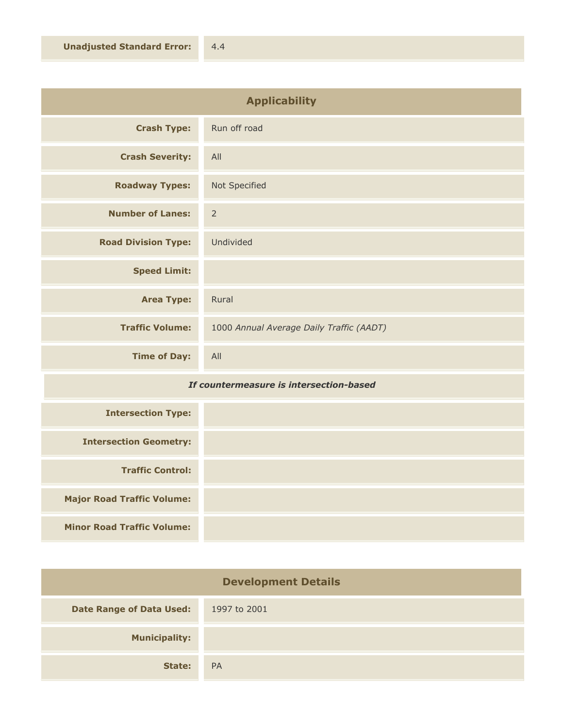| | |
|---|---|
| **Unadjusted Standard Error:** | 4.4 |

## Applicability

| | |
|---|---|
| **Crash Type:** | Run off road |
| **Crash Severity:** | All |
| **Roadway Types:** | Not Specified |
| **Number of Lanes:** | 2 |
| **Road Division Type:** | Undivided |
| **Speed Limit:** | |
| **Area Type:** | Rural |
| **Traffic Volume:** | 1000 *Annual Average Daily Traffic (AADT)* |
| **Time of Day:** | All |

***If countermeasure is intersection-based***

| | |
|---|---|
| **Intersection Type:** | |
| **Intersection Geometry:** | |
| **Traffic Control:** | |
| **Major Road Traffic Volume:** | |
| **Minor Road Traffic Volume:** | |

## Development Details

| | |
|---|---|
| **Date Range of Data Used:** | 1997 to 2001 |
| **Municipality:** | |
| **State:** | PA |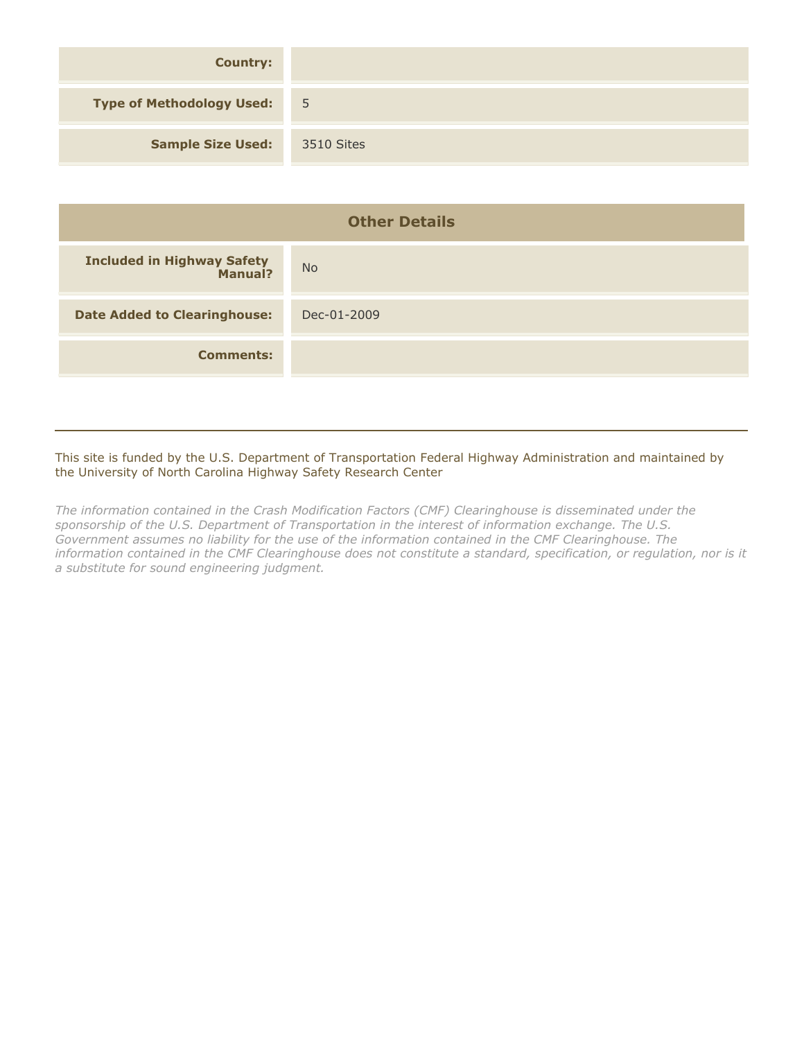| | |
|---|---|
| **Country:** | |
| **Type of Methodology Used:** | 5 |
| **Sample Size Used:** | 3510 Sites |

## Other Details

| | |
|---|---|
| **Included in Highway Safety Manual?** | No |
| **Date Added to Clearinghouse:** | Dec-01-2009 |
| **Comments:** | |

---

This site is funded by the U.S. Department of Transportation Federal Highway Administration and maintained by the University of North Carolina Highway Safety Research Center

*The information contained in the Crash Modification Factors (CMF) Clearinghouse is disseminated under the sponsorship of the U.S. Department of Transportation in the interest of information exchange. The U.S. Government assumes no liability for the use of the information contained in the CMF Clearinghouse. The information contained in the CMF Clearinghouse does not constitute a standard, specification, or regulation, nor is it a substitute for sound engineering judgment.*